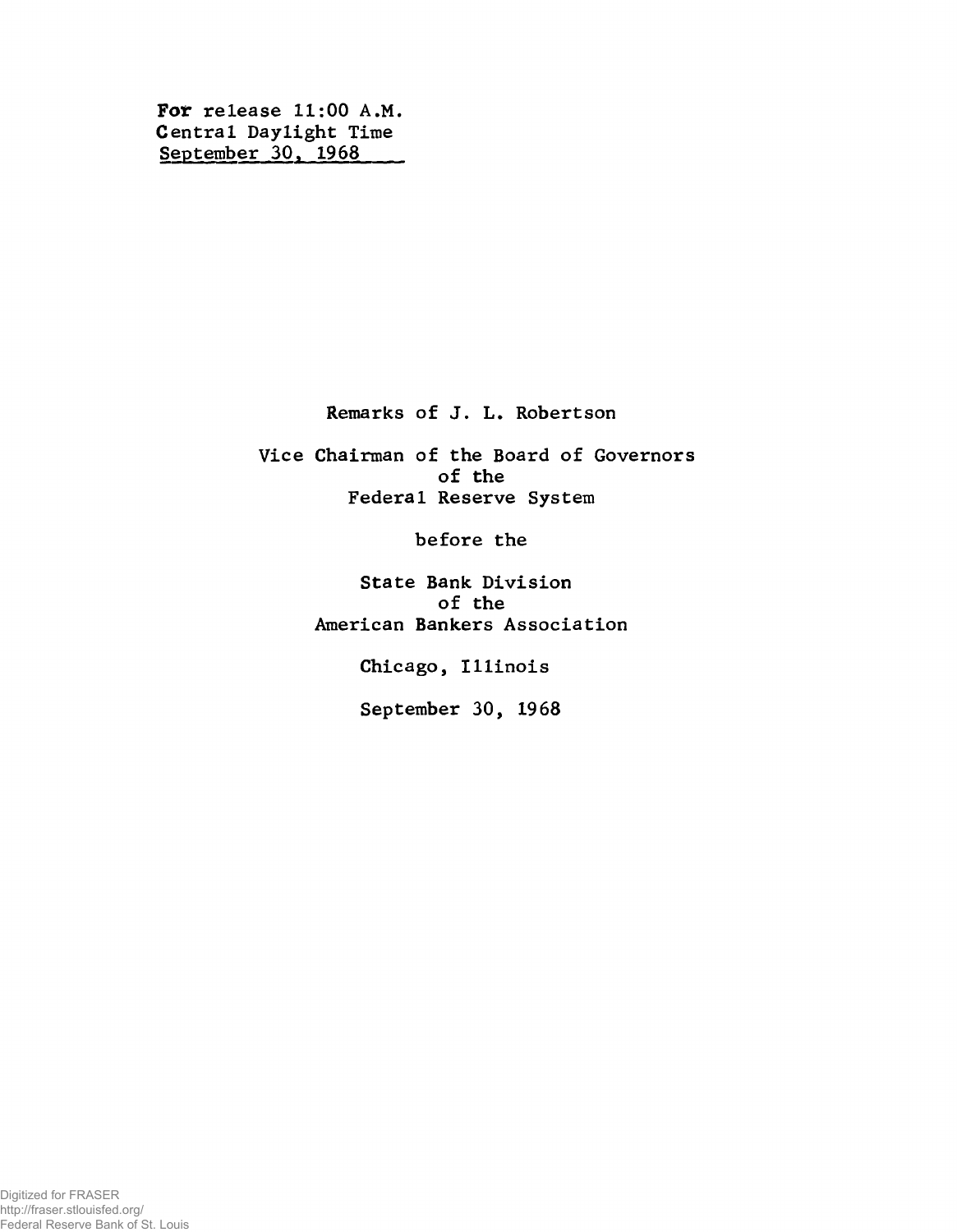For release 11:00 A.M.
Central Daylight Time
September 30, 1968

Remarks of J. L. Robertson

Vice Chairman of the Board of Governors
of the
Federal Reserve System

before the

State Bank Division
of the
American Bankers Association

Chicago, Illinois

September 30, 1968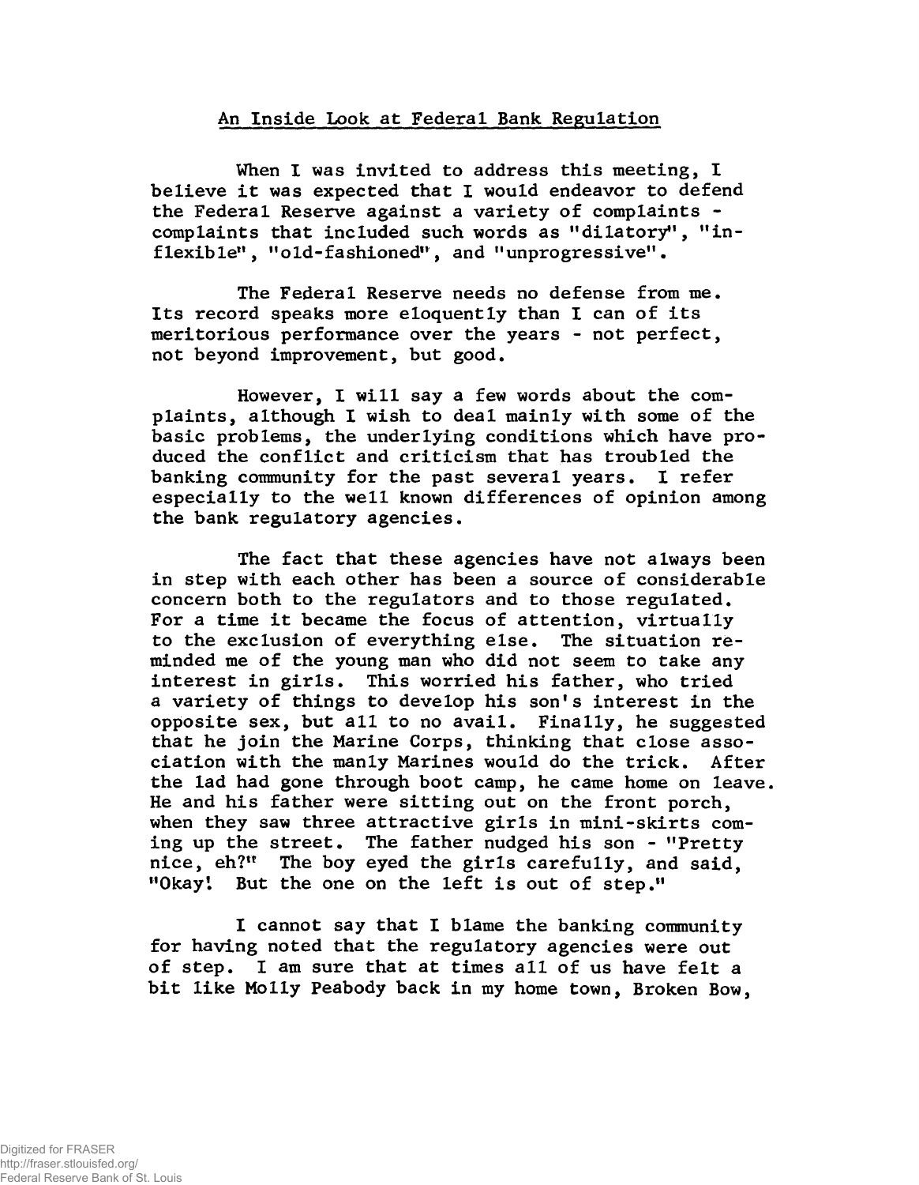## An Inside Look at Federal Bank Regulation

When I was invited to address this meeting, I believe it was expected that I would endeavor to defend the Federal Reserve against a variety of complaints - complaints that included such words as "dilatory", "inflexible", "old-fashioned", and "unprogressive".

The Federal Reserve needs no defense from me. Its record speaks more eloquently than I can of its meritorious performance over the years - not perfect, not beyond improvement, but good.

However, I will say a few words about the complaints, although I wish to deal mainly with some of the basic problems, the underlying conditions which have produced the conflict and criticism that has troubled the banking community for the past several years. I refer especially to the well known differences of opinion among the bank regulatory agencies.

The fact that these agencies have not always been in step with each other has been a source of considerable concern both to the regulators and to those regulated. For a time it became the focus of attention, virtually to the exclusion of everything else. The situation reminded me of the young man who did not seem to take any interest in girls. This worried his father, who tried a variety of things to develop his son's interest in the opposite sex, but all to no avail. Finally, he suggested that he join the Marine Corps, thinking that close association with the manly Marines would do the trick. After the lad had gone through boot camp, he came home on leave. He and his father were sitting out on the front porch, when they saw three attractive girls in mini-skirts coming up the street. The father nudged his son - "Pretty nice, eh?" The boy eyed the girls carefully, and said, "Okay! But the one on the left is out of step."

I cannot say that I blame the banking community for having noted that the regulatory agencies were out of step. I am sure that at times all of us have felt a bit like Molly Peabody back in my home town, Broken Bow,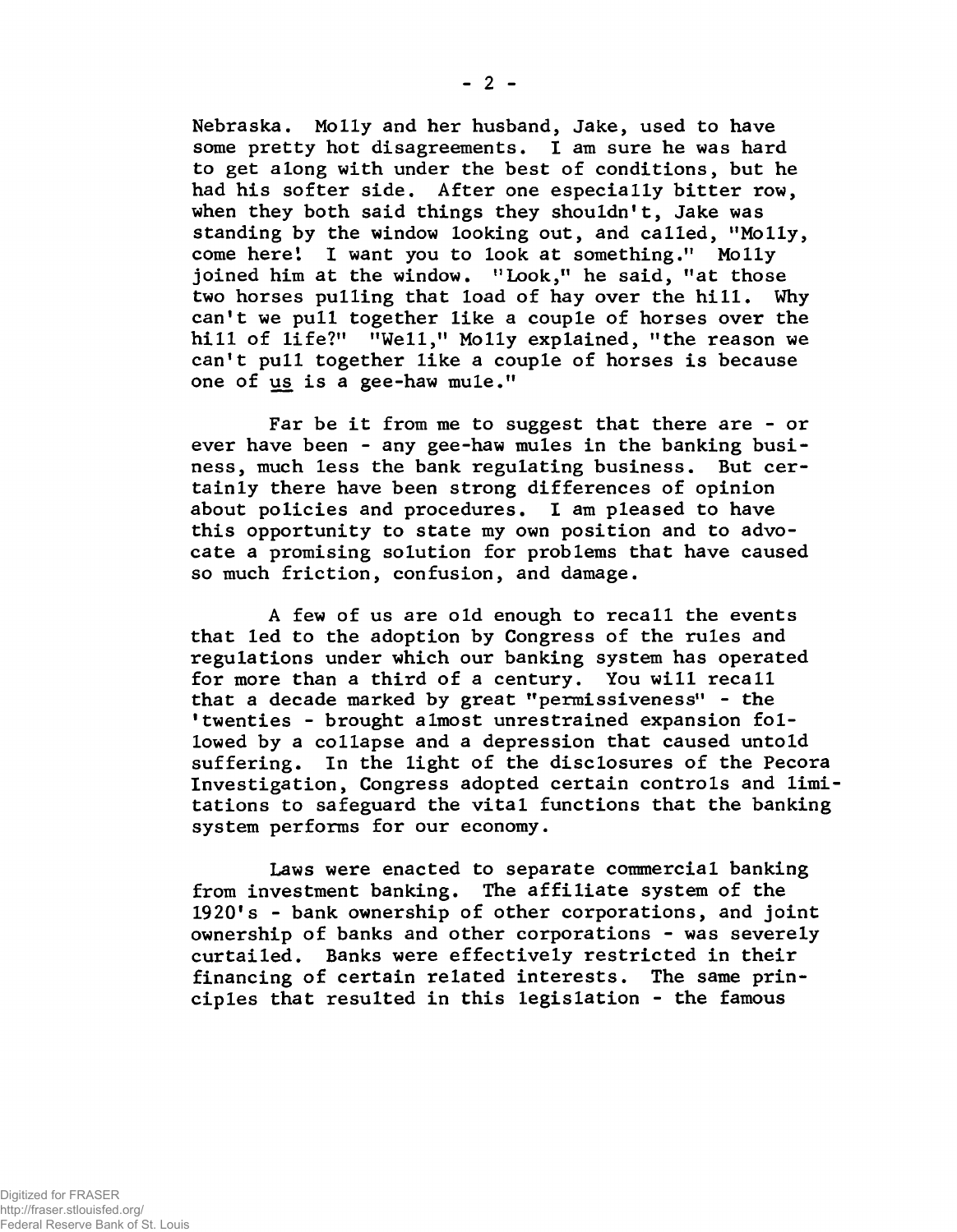Nebraska. Molly and her husband, Jake, used to have some pretty hot disagreements. I am sure he was hard to get along with under the best of conditions, but he had his softer side. After one especially bitter row, when they both said things they shouldn't, Jake was standing by the window looking out, and called, "Molly, come here! I want you to look at something." Molly joined him at the window. "Look," he said, "at those two horses pulling that load of hay over the hill. Why can't we pull together like a couple of horses over the hill of life?" "Well," Molly explained, "the reason we can't pull together like a couple of horses is because one of _us_ is a gee-haw mule."

Far be it from me to suggest that there are - or ever have been - any gee-haw mules in the banking business, much less the bank regulating business. But certainly there have been strong differences of opinion about policies and procedures. I am pleased to have this opportunity to state my own position and to advocate a promising solution for problems that have caused so much friction, confusion, and damage.

A few of us are old enough to recall the events that led to the adoption by Congress of the rules and regulations under which our banking system has operated for more than a third of a century. You will recall that a decade marked by great "permissiveness" - the 'twenties - brought almost unrestrained expansion followed by a collapse and a depression that caused untold suffering. In the light of the disclosures of the Pecora Investigation, Congress adopted certain controls and limitations to safeguard the vital functions that the banking system performs for our economy.

Laws were enacted to separate commercial banking from investment banking. The affiliate system of the 1920's - bank ownership of other corporations, and joint ownership of banks and other corporations - was severely curtailed. Banks were effectively restricted in their financing of certain related interests. The same principles that resulted in this legislation - the famous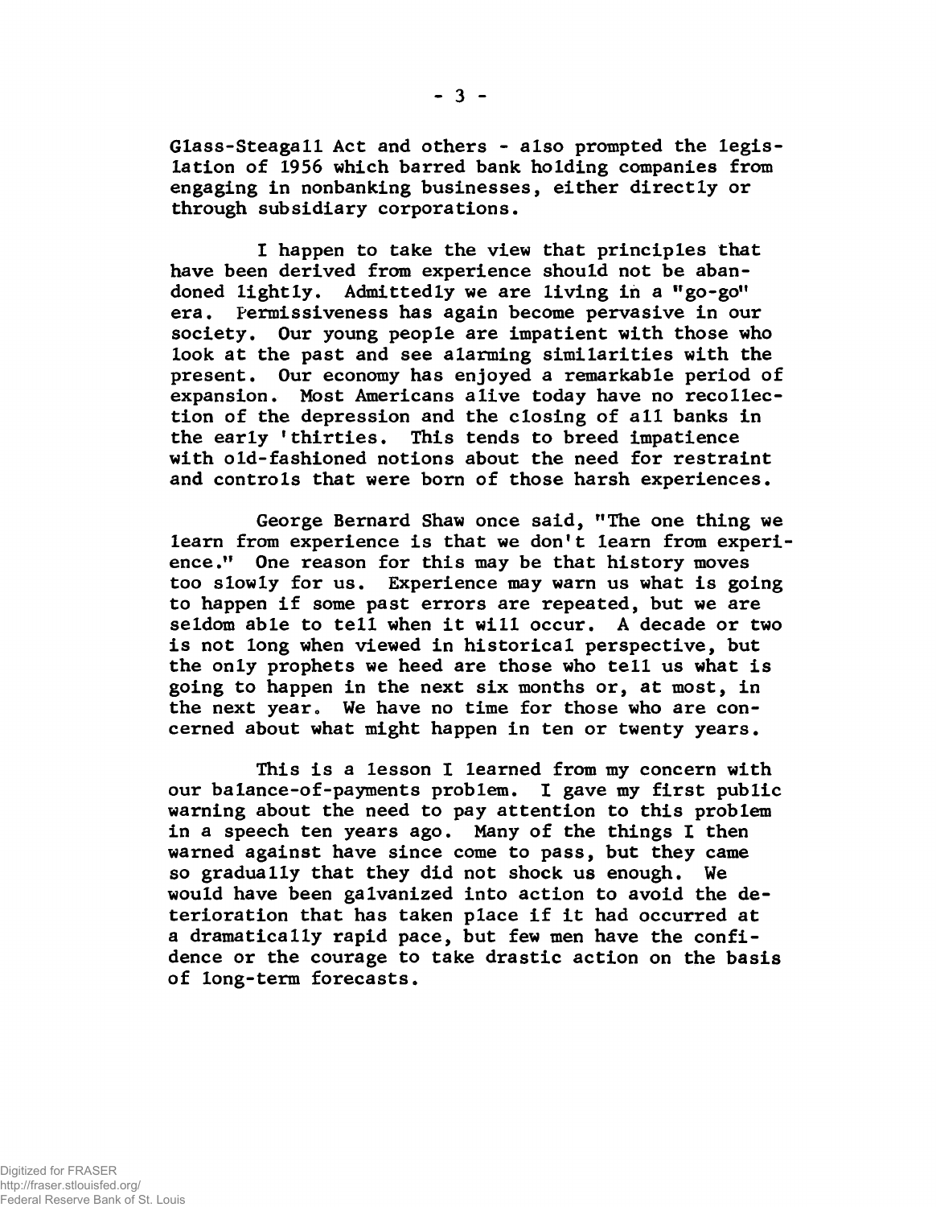Glass-Steagall Act and others - also prompted the legislation of 1956 which barred bank holding companies from engaging in nonbanking businesses, either directly or through subsidiary corporations.

I happen to take the view that principles that have been derived from experience should not be abandoned lightly. Admittedly we are living in a "go-go" era. Permissiveness has again become pervasive in our society. Our young people are impatient with those who look at the past and see alarming similarities with the present. Our economy has enjoyed a remarkable period of expansion. Most Americans alive today have no recollection of the depression and the closing of all banks in the early 'thirties. This tends to breed impatience with old-fashioned notions about the need for restraint and controls that were born of those harsh experiences.

George Bernard Shaw once said, "The one thing we learn from experience is that we don't learn from experience." One reason for this may be that history moves too slowly for us. Experience may warn us what is going to happen if some past errors are repeated, but we are seldom able to tell when it will occur. A decade or two is not long when viewed in historical perspective, but the only prophets we heed are those who tell us what is going to happen in the next six months or, at most, in the next year. We have no time for those who are concerned about what might happen in ten or twenty years.

This is a lesson I learned from my concern with our balance-of-payments problem. I gave my first public warning about the need to pay attention to this problem in a speech ten years ago. Many of the things I then warned against have since come to pass, but they came so gradually that they did not shock us enough. We would have been galvanized into action to avoid the deterioration that has taken place if it had occurred at a dramatically rapid pace, but few men have the confidence or the courage to take drastic action on the basis of long-term forecasts.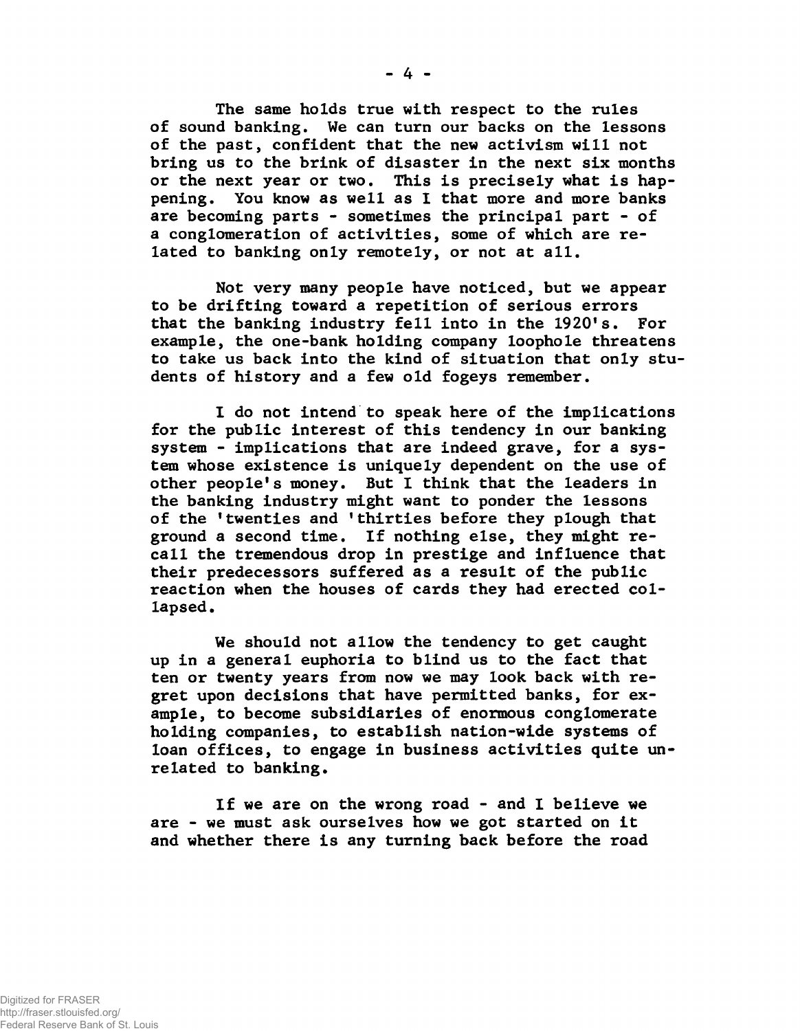The same holds true with respect to the rules of sound banking. We can turn our backs on the lessons of the past, confident that the new activism will not bring us to the brink of disaster in the next six months or the next year or two. This is precisely what is happening. You know as well as I that more and more banks are becoming parts - sometimes the principal part - of a conglomeration of activities, some of which are related to banking only remotely, or not at all.

Not very many people have noticed, but we appear to be drifting toward a repetition of serious errors that the banking industry fell into in the 1920's. For example, the one-bank holding company loophole threatens to take us back into the kind of situation that only students of history and a few old fogeys remember.

I do not intend to speak here of the implications for the public interest of this tendency in our banking system - implications that are indeed grave, for a system whose existence is uniquely dependent on the use of other people's money. But I think that the leaders in the banking industry might want to ponder the lessons of the 'twenties and 'thirties before they plough that ground a second time. If nothing else, they might recall the tremendous drop in prestige and influence that their predecessors suffered as a result of the public reaction when the houses of cards they had erected collapsed.

We should not allow the tendency to get caught up in a general euphoria to blind us to the fact that ten or twenty years from now we may look back with regret upon decisions that have permitted banks, for example, to become subsidiaries of enormous conglomerate holding companies, to establish nation-wide systems of loan offices, to engage in business activities quite unrelated to banking.

If we are on the wrong road - and I believe we are - we must ask ourselves how we got started on it and whether there is any turning back before the road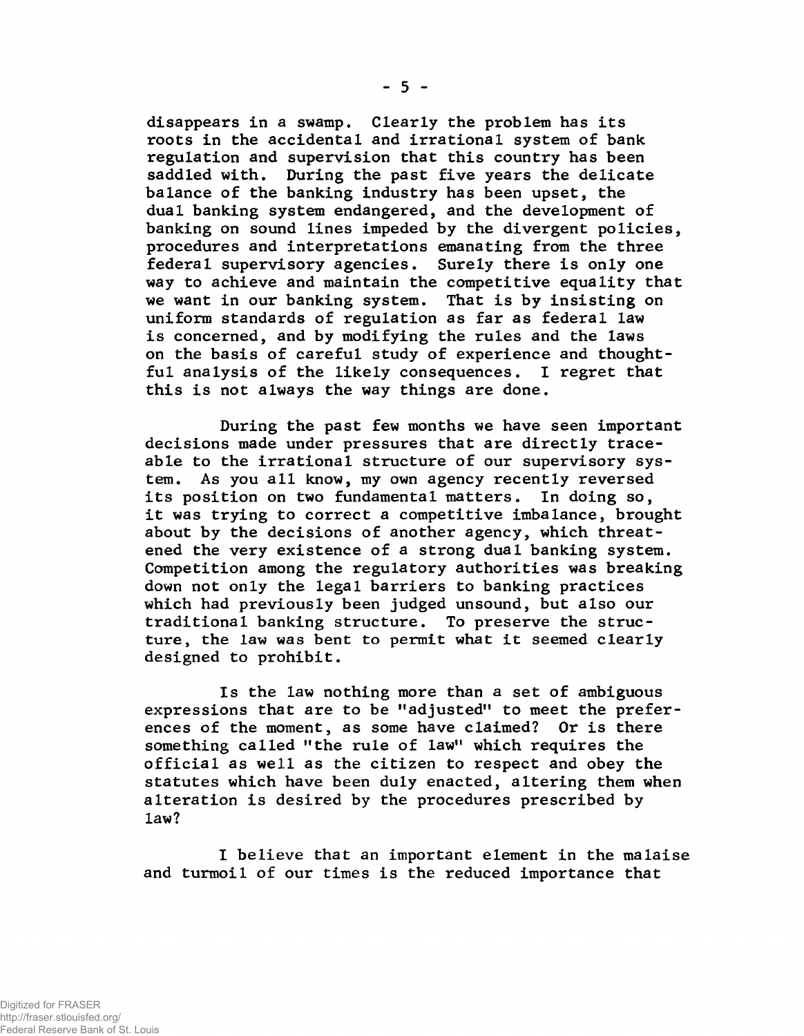disappears in a swamp. Clearly the problem has its roots in the accidental and irrational system of bank regulation and supervision that this country has been saddled with. During the past five years the delicate balance of the banking industry has been upset, the dual banking system endangered, and the development of banking on sound lines impeded by the divergent policies, procedures and interpretations emanating from the three federal supervisory agencies. Surely there is only one way to achieve and maintain the competitive equality that we want in our banking system. That is by insisting on uniform standards of regulation as far as federal law is concerned, and by modifying the rules and the laws on the basis of careful study of experience and thoughtful analysis of the likely consequences. I regret that this is not always the way things are done.

During the past few months we have seen important decisions made under pressures that are directly traceable to the irrational structure of our supervisory system. As you all know, my own agency recently reversed its position on two fundamental matters. In doing so, it was trying to correct a competitive imbalance, brought about by the decisions of another agency, which threatened the very existence of a strong dual banking system. Competition among the regulatory authorities was breaking down not only the legal barriers to banking practices which had previously been judged unsound, but also our traditional banking structure. To preserve the structure, the law was bent to permit what it seemed clearly designed to prohibit.

Is the law nothing more than a set of ambiguous expressions that are to be "adjusted" to meet the preferences of the moment, as some have claimed? Or is there something called "the rule of law" which requires the official as well as the citizen to respect and obey the statutes which have been duly enacted, altering them when alteration is desired by the procedures prescribed by law?

I believe that an important element in the malaise and turmoil of our times is the reduced importance that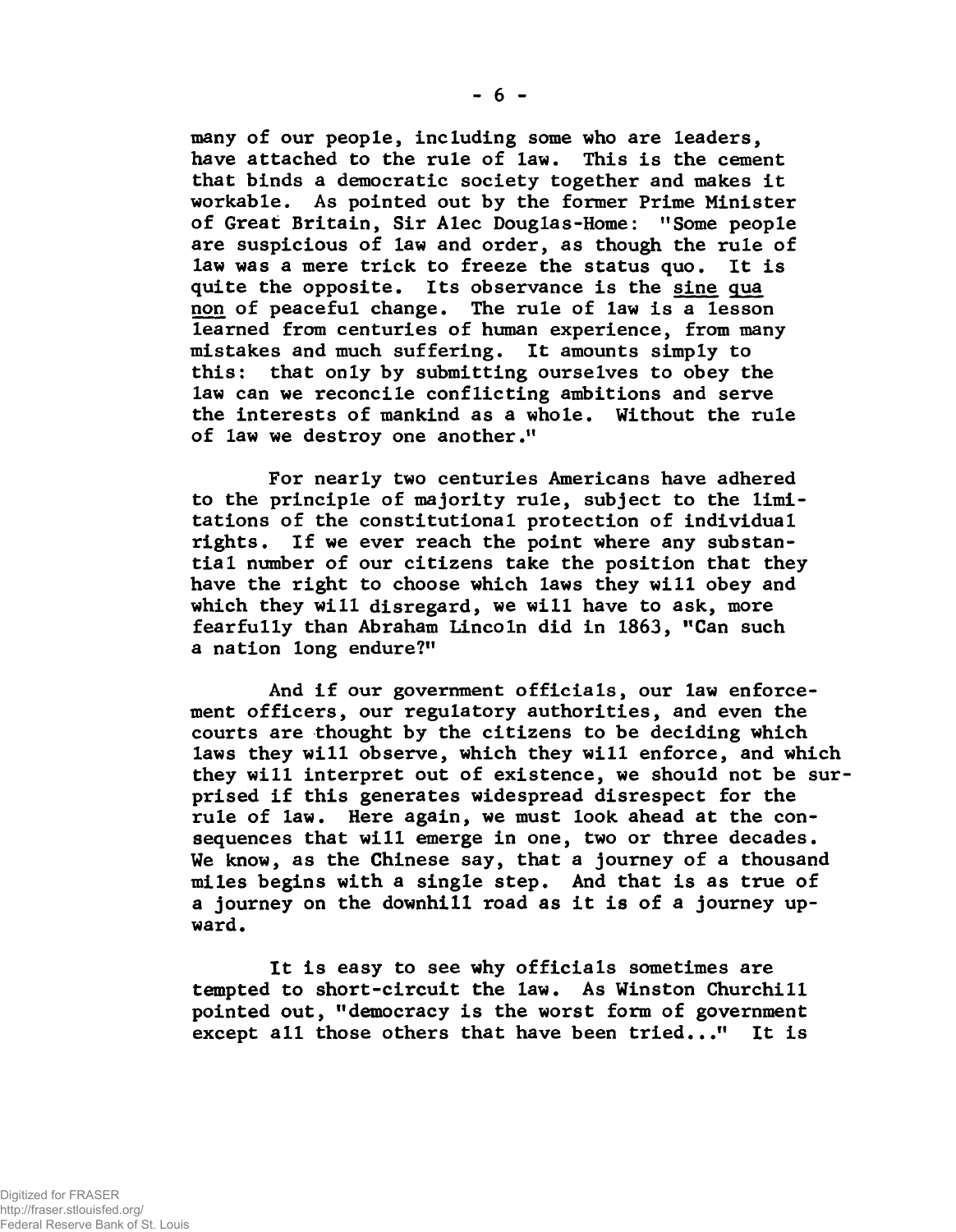many of our people, including some who are leaders, have attached to the rule of law. This is the cement that binds a democratic society together and makes it workable. As pointed out by the former Prime Minister of Great Britain, Sir Alec Douglas-Home: "Some people are suspicious of law and order, as though the rule of law was a mere trick to freeze the status quo. It is quite the opposite. Its observance is the sine qua non of peaceful change. The rule of law is a lesson learned from centuries of human experience, from many mistakes and much suffering. It amounts simply to this: that only by submitting ourselves to obey the law can we reconcile conflicting ambitions and serve the interests of mankind as a whole. Without the rule of law we destroy one another."

For nearly two centuries Americans have adhered to the principle of majority rule, subject to the limitations of the constitutional protection of individual rights. If we ever reach the point where any substantial number of our citizens take the position that they have the right to choose which laws they will obey and which they will disregard, we will have to ask, more fearfully than Abraham Lincoln did in 1863, "Can such a nation long endure?"

And if our government officials, our law enforcement officers, our regulatory authorities, and even the courts are thought by the citizens to be deciding which laws they will observe, which they will enforce, and which they will interpret out of existence, we should not be surprised if this generates widespread disrespect for the rule of law. Here again, we must look ahead at the consequences that will emerge in one, two or three decades. We know, as the Chinese say, that a journey of a thousand miles begins with a single step. And that is as true of a journey on the downhill road as it is of a journey upward.

It is easy to see why officials sometimes are tempted to short-circuit the law. As Winston Churchill pointed out, "democracy is the worst form of government except all those others that have been tried..." It is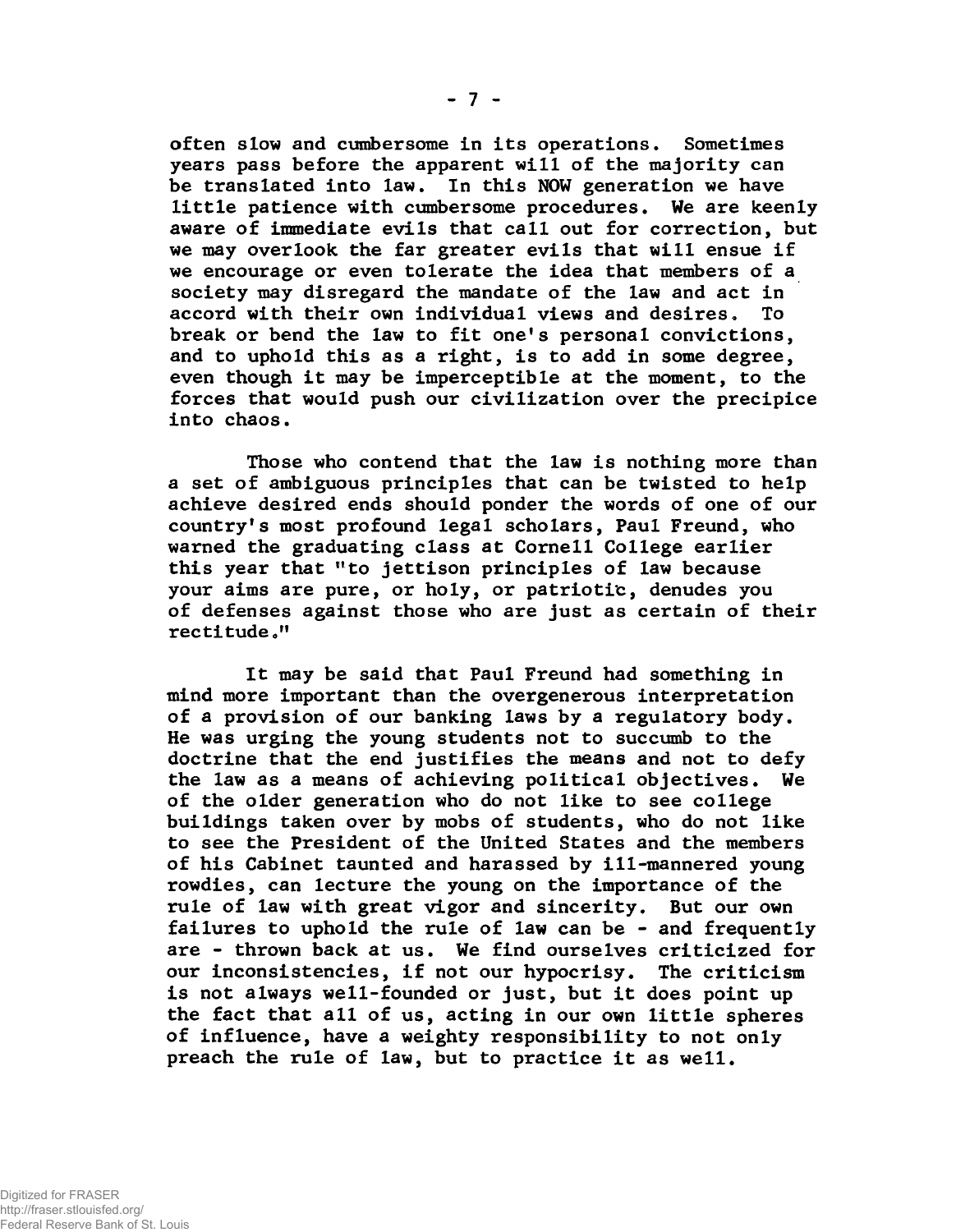often slow and cumbersome in its operations. Sometimes years pass before the apparent will of the majority can be translated into law. In this NOW generation we have little patience with cumbersome procedures. We are keenly aware of immediate evils that call out for correction, but we may overlook the far greater evils that will ensue if we encourage or even tolerate the idea that members of a society may disregard the mandate of the law and act in accord with their own individual views and desires. To break or bend the law to fit one's personal convictions, and to uphold this as a right, is to add in some degree, even though it may be imperceptible at the moment, to the forces that would push our civilization over the precipice into chaos.

Those who contend that the law is nothing more than a set of ambiguous principles that can be twisted to help achieve desired ends should ponder the words of one of our country's most profound legal scholars, Paul Freund, who warned the graduating class at Cornell College earlier this year that "to jettison principles of law because your aims are pure, or holy, or patriotic, denudes you of defenses against those who are just as certain of their rectitude."

It may be said that Paul Freund had something in mind more important than the overgenerous interpretation of a provision of our banking laws by a regulatory body. He was urging the young students not to succumb to the doctrine that the end justifies the means and not to defy the law as a means of achieving political objectives. We of the older generation who do not like to see college buildings taken over by mobs of students, who do not like to see the President of the United States and the members of his Cabinet taunted and harassed by ill-mannered young rowdies, can lecture the young on the importance of the rule of law with great vigor and sincerity. But our own failures to uphold the rule of law can be - and frequently are - thrown back at us. We find ourselves criticized for our inconsistencies, if not our hypocrisy. The criticism is not always well-founded or just, but it does point up the fact that all of us, acting in our own little spheres of influence, have a weighty responsibility to not only preach the rule of law, but to practice it as well.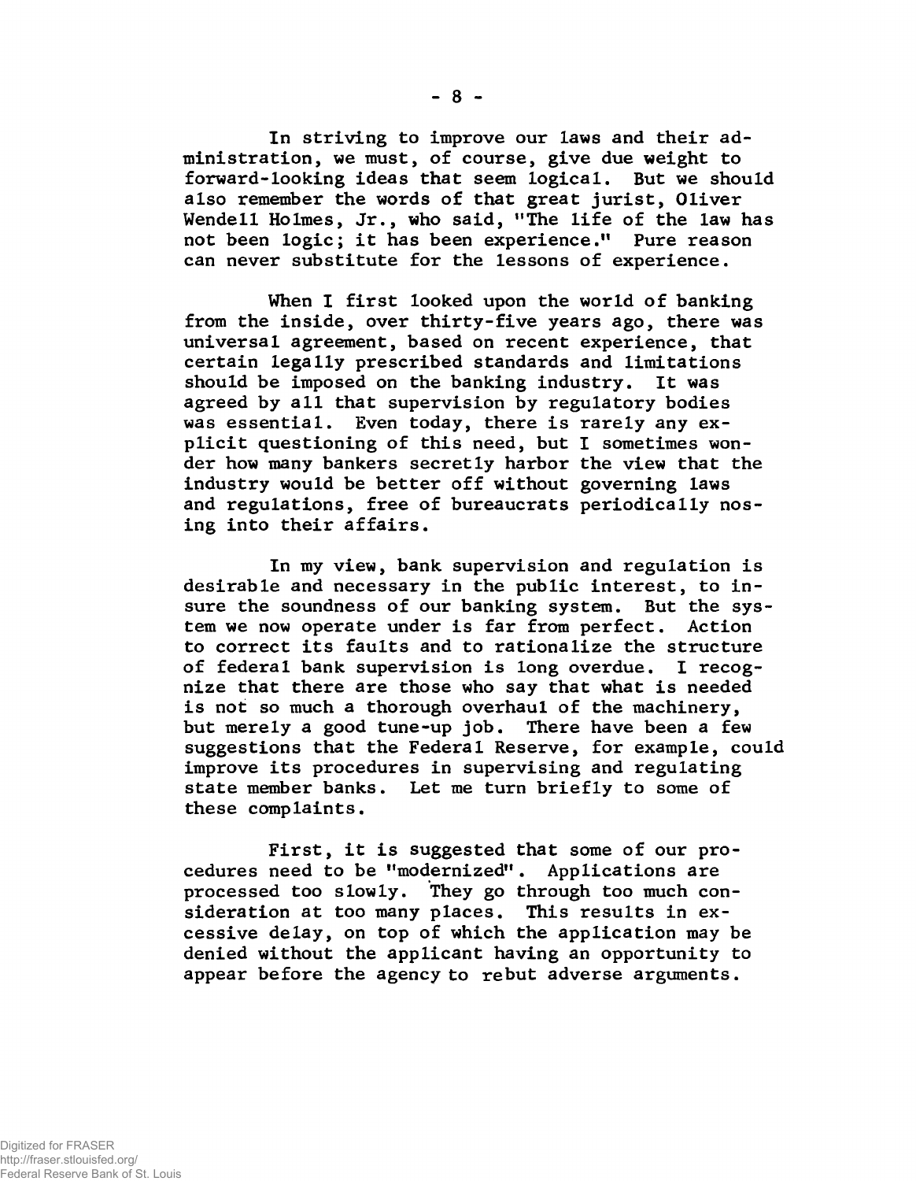In striving to improve our laws and their administration, we must, of course, give due weight to forward-looking ideas that seem logical. But we should also remember the words of that great jurist, Oliver Wendell Holmes, Jr., who said, "The life of the law has not been logic; it has been experience." Pure reason can never substitute for the lessons of experience.

When I first looked upon the world of banking from the inside, over thirty-five years ago, there was universal agreement, based on recent experience, that certain legally prescribed standards and limitations should be imposed on the banking industry. It was agreed by all that supervision by regulatory bodies was essential. Even today, there is rarely any explicit questioning of this need, but I sometimes wonder how many bankers secretly harbor the view that the industry would be better off without governing laws and regulations, free of bureaucrats periodically nosing into their affairs.

In my view, bank supervision and regulation is desirable and necessary in the public interest, to insure the soundness of our banking system. But the system we now operate under is far from perfect. Action to correct its faults and to rationalize the structure of federal bank supervision is long overdue. I recognize that there are those who say that what is needed is not so much a thorough overhaul of the machinery, but merely a good tune-up job. There have been a few suggestions that the Federal Reserve, for example, could improve its procedures in supervising and regulating state member banks. Let me turn briefly to some of these complaints.

First, it is suggested that some of our procedures need to be "modernized". Applications are processed too slowly. They go through too much consideration at too many places. This results in excessive delay, on top of which the application may be denied without the applicant having an opportunity to appear before the agency to rebut adverse arguments.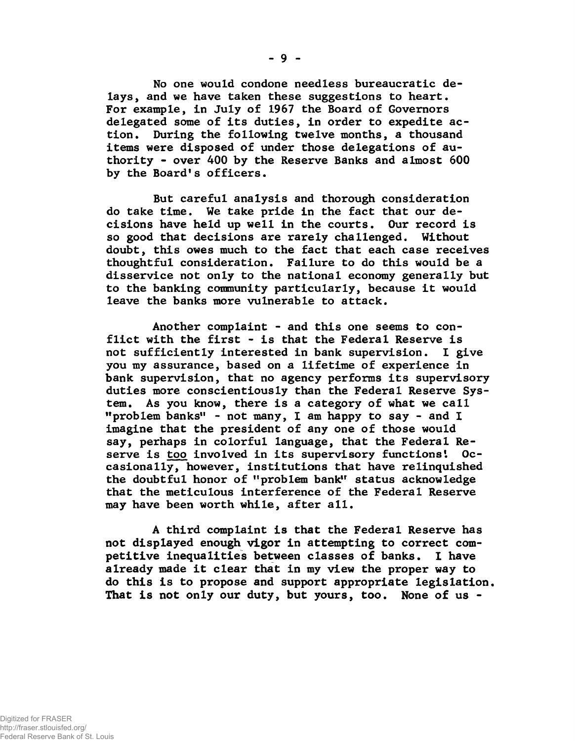No one would condone needless bureaucratic delays, and we have taken these suggestions to heart. For example, in July of 1967 the Board of Governors delegated some of its duties, in order to expedite action. During the following twelve months, a thousand items were disposed of under those delegations of authority - over 400 by the Reserve Banks and almost 600 by the Board's officers.

But careful analysis and thorough consideration do take time. We take pride in the fact that our decisions have held up well in the courts. Our record is so good that decisions are rarely challenged. Without doubt, this owes much to the fact that each case receives thoughtful consideration. Failure to do this would be a disservice not only to the national economy generally but to the banking community particularly, because it would leave the banks more vulnerable to attack.

Another complaint - and this one seems to conflict with the first - is that the Federal Reserve is not sufficiently interested in bank supervision. I give you my assurance, based on a lifetime of experience in bank supervision, that no agency performs its supervisory duties more conscientiously than the Federal Reserve System. As you know, there is a category of what we call "problem banks" - not many, I am happy to say - and I imagine that the president of any one of those would say, perhaps in colorful language, that the Federal Reserve is <u>too</u> involved in its supervisory functions! Occasionally, however, institutions that have relinquished the doubtful honor of "problem bank" status acknowledge that the meticulous interference of the Federal Reserve may have been worth while, after all.

A third complaint is that the Federal Reserve has not displayed enough vigor in attempting to correct competitive inequalities between classes of banks. I have already made it clear that in my view the proper way to do this is to propose and support appropriate legislation. That is not only our duty, but yours, too. None of us -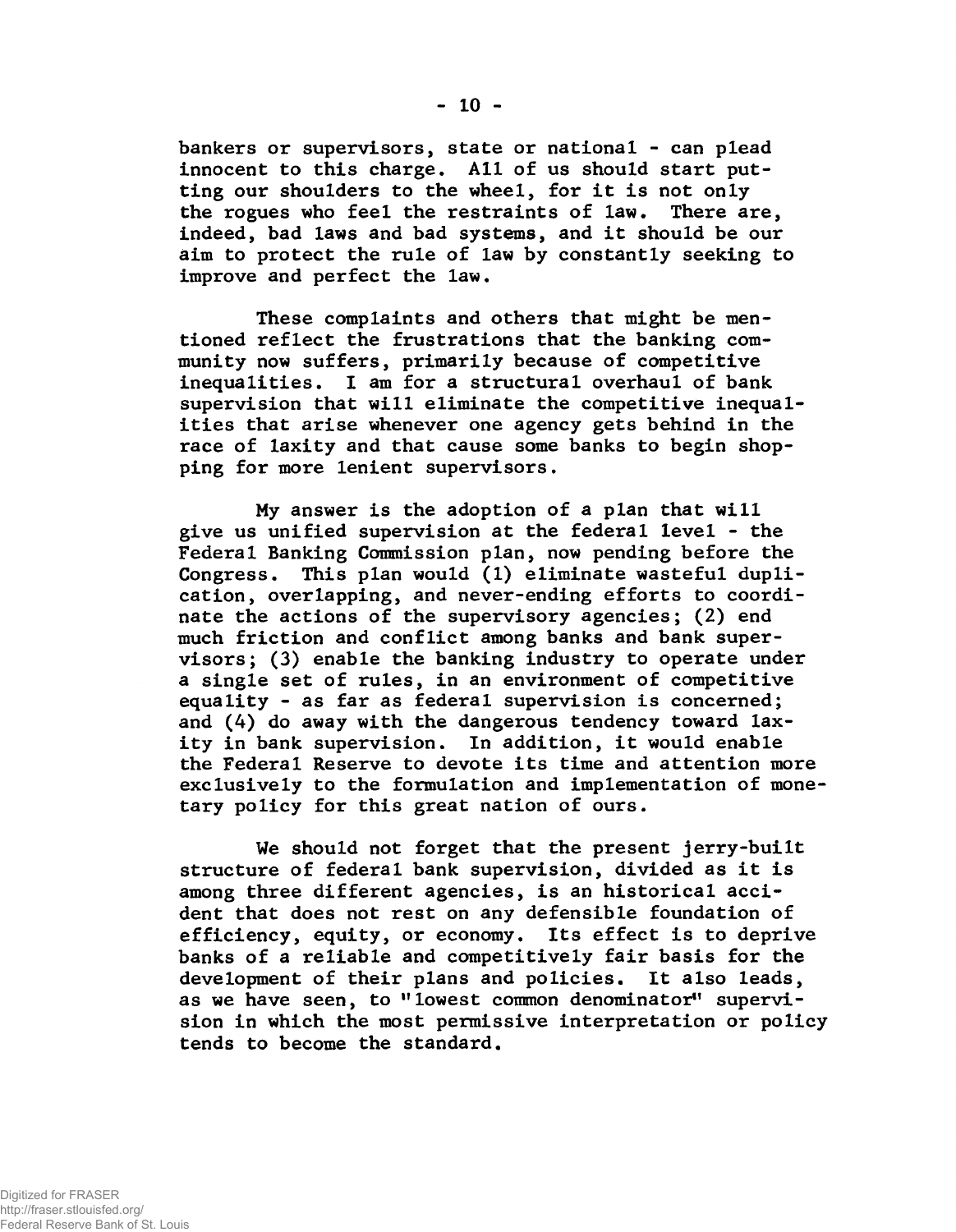bankers or supervisors, state or national - can plead innocent to this charge. All of us should start putting our shoulders to the wheel, for it is not only the rogues who feel the restraints of law. There are, indeed, bad laws and bad systems, and it should be our aim to protect the rule of law by constantly seeking to improve and perfect the law.

These complaints and others that might be mentioned reflect the frustrations that the banking community now suffers, primarily because of competitive inequalities. I am for a structural overhaul of bank supervision that will eliminate the competitive inequalities that arise whenever one agency gets behind in the race of laxity and that cause some banks to begin shopping for more lenient supervisors.

My answer is the adoption of a plan that will give us unified supervision at the federal level - the Federal Banking Commission plan, now pending before the Congress. This plan would (1) eliminate wasteful duplication, overlapping, and never-ending efforts to coordinate the actions of the supervisory agencies; (2) end much friction and conflict among banks and bank supervisors; (3) enable the banking industry to operate under a single set of rules, in an environment of competitive equality - as far as federal supervision is concerned; and (4) do away with the dangerous tendency toward laxity in bank supervision. In addition, it would enable the Federal Reserve to devote its time and attention more exclusively to the formulation and implementation of monetary policy for this great nation of ours.

We should not forget that the present jerry-built structure of federal bank supervision, divided as it is among three different agencies, is an historical accident that does not rest on any defensible foundation of efficiency, equity, or economy. Its effect is to deprive banks of a reliable and competitively fair basis for the development of their plans and policies. It also leads, as we have seen, to "lowest common denominator" supervision in which the most permissive interpretation or policy tends to become the standard.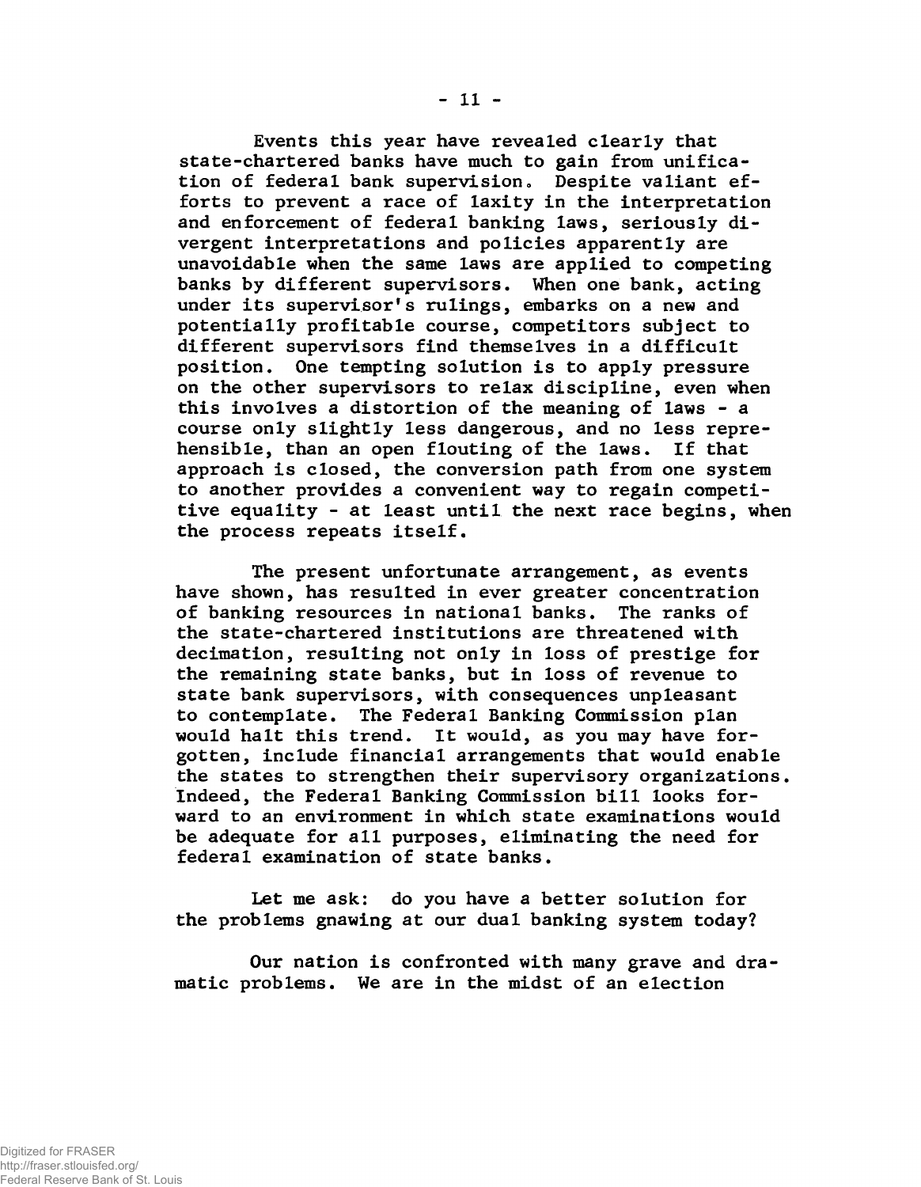Events this year have revealed clearly that state-chartered banks have much to gain from unification of federal bank supervision. Despite valiant efforts to prevent a race of laxity in the interpretation and enforcement of federal banking laws, seriously divergent interpretations and policies apparently are unavoidable when the same laws are applied to competing banks by different supervisors. When one bank, acting under its supervisor's rulings, embarks on a new and potentially profitable course, competitors subject to different supervisors find themselves in a difficult position. One tempting solution is to apply pressure on the other supervisors to relax discipline, even when this involves a distortion of the meaning of laws - a course only slightly less dangerous, and no less reprehensible, than an open flouting of the laws. If that approach is closed, the conversion path from one system to another provides a convenient way to regain competitive equality - at least until the next race begins, when the process repeats itself.

The present unfortunate arrangement, as events have shown, has resulted in ever greater concentration of banking resources in national banks. The ranks of the state-chartered institutions are threatened with decimation, resulting not only in loss of prestige for the remaining state banks, but in loss of revenue to state bank supervisors, with consequences unpleasant to contemplate. The Federal Banking Commission plan would halt this trend. It would, as you may have forgotten, include financial arrangements that would enable the states to strengthen their supervisory organizations. Indeed, the Federal Banking Commission bill looks forward to an environment in which state examinations would be adequate for all purposes, eliminating the need for federal examination of state banks.

Let me ask: do you have a better solution for the problems gnawing at our dual banking system today?

Our nation is confronted with many grave and dramatic problems. We are in the midst of an election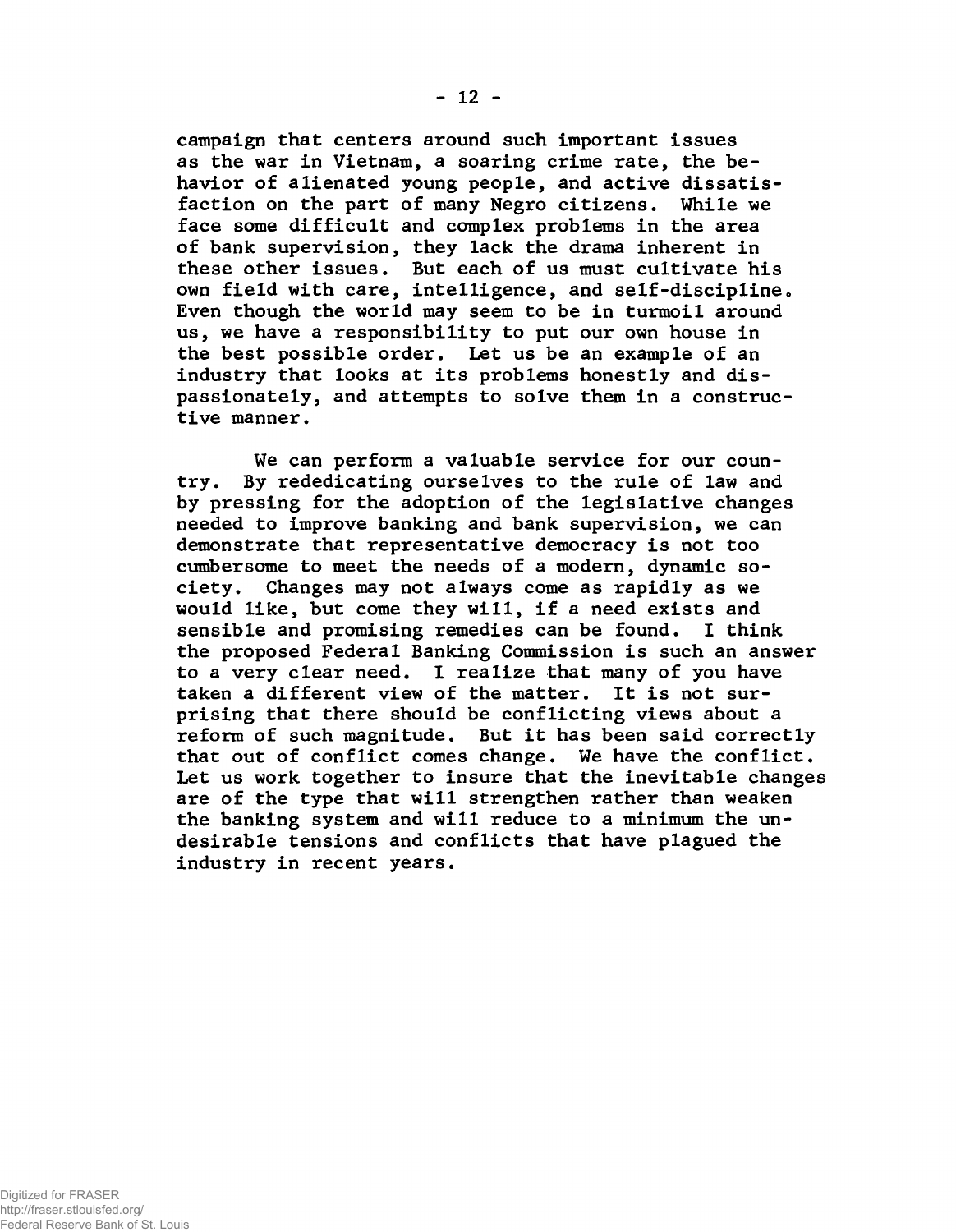campaign that centers around such important issues as the war in Vietnam, a soaring crime rate, the behavior of alienated young people, and active dissatisfaction on the part of many Negro citizens. While we face some difficult and complex problems in the area of bank supervision, they lack the drama inherent in these other issues. But each of us must cultivate his own field with care, intelligence, and self-discipline. Even though the world may seem to be in turmoil around us, we have a responsibility to put our own house in the best possible order. Let us be an example of an industry that looks at its problems honestly and dispassionately, and attempts to solve them in a constructive manner.

We can perform a valuable service for our country. By rededicating ourselves to the rule of law and by pressing for the adoption of the legislative changes needed to improve banking and bank supervision, we can demonstrate that representative democracy is not too cumbersome to meet the needs of a modern, dynamic society. Changes may not always come as rapidly as we would like, but come they will, if a need exists and sensible and promising remedies can be found. I think the proposed Federal Banking Commission is such an answer to a very clear need. I realize that many of you have taken a different view of the matter. It is not surprising that there should be conflicting views about a reform of such magnitude. But it has been said correctly that out of conflict comes change. We have the conflict. Let us work together to insure that the inevitable changes are of the type that will strengthen rather than weaken the banking system and will reduce to a minimum the undesirable tensions and conflicts that have plagued the industry in recent years.